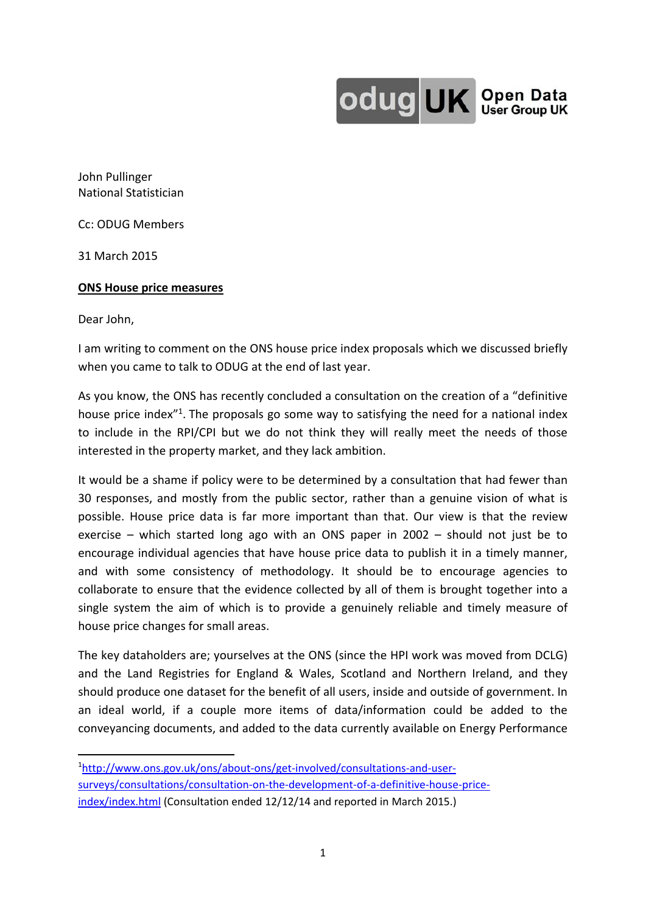odug UK Open Data User Group UK

John Pullinger
National Statistician

Cc: ODUG Members

31 March 2015

**ONS House price measures**

Dear John,

I am writing to comment on the ONS house price index proposals which we discussed briefly when you came to talk to ODUG at the end of last year.

As you know, the ONS has recently concluded a consultation on the creation of a "definitive house price index"[1]. The proposals go some way to satisfying the need for a national index to include in the RPI/CPI but we do not think they will really meet the needs of those interested in the property market, and they lack ambition.

It would be a shame if policy were to be determined by a consultation that had fewer than 30 responses, and mostly from the public sector, rather than a genuine vision of what is possible. House price data is far more important than that. Our view is that the review exercise – which started long ago with an ONS paper in 2002 – should not just be to encourage individual agencies that have house price data to publish it in a timely manner, and with some consistency of methodology. It should be to encourage agencies to collaborate to ensure that the evidence collected by all of them is brought together into a single system the aim of which is to provide a genuinely reliable and timely measure of house price changes for small areas.

The key dataholders are; yourselves at the ONS (since the HPI work was moved from DCLG) and the Land Registries for England & Wales, Scotland and Northern Ireland, and they should produce one dataset for the benefit of all users, inside and outside of government. In an ideal world, if a couple more items of data/information could be added to the conveyancing documents, and added to the data currently available on Energy Performance

[1] http://www.ons.gov.uk/ons/about-ons/get-involved/consultations-and-user-surveys/consultations/consultation-on-the-development-of-a-definitive-house-price-index/index.html (Consultation ended 12/12/14 and reported in March 2015.)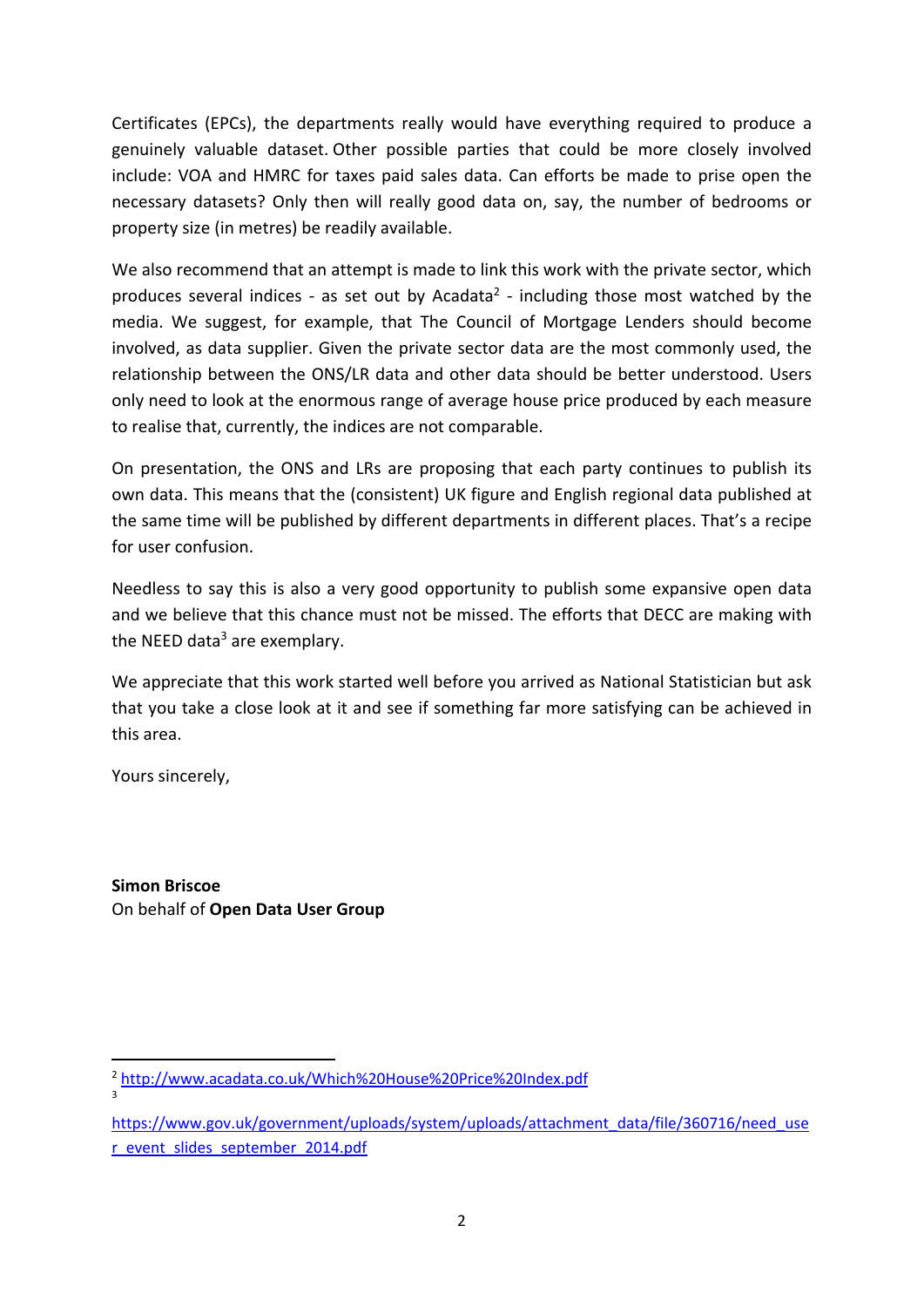Certificates (EPCs), the departments really would have everything required to produce a genuinely valuable dataset. Other possible parties that could be more closely involved include: VOA and HMRC for taxes paid sales data. Can efforts be made to prise open the necessary datasets? Only then will really good data on, say, the number of bedrooms or property size (in metres) be readily available.

We also recommend that an attempt is made to link this work with the private sector, which produces several indices - as set out by Acadata[2] - including those most watched by the media. We suggest, for example, that The Council of Mortgage Lenders should become involved, as data supplier. Given the private sector data are the most commonly used, the relationship between the ONS/LR data and other data should be better understood. Users only need to look at the enormous range of average house price produced by each measure to realise that, currently, the indices are not comparable.

On presentation, the ONS and LRs are proposing that each party continues to publish its own data. This means that the (consistent) UK figure and English regional data published at the same time will be published by different departments in different places. That's a recipe for user confusion.

Needless to say this is also a very good opportunity to publish some expansive open data and we believe that this chance must not be missed. The efforts that DECC are making with the NEED data[3] are exemplary.

We appreciate that this work started well before you arrived as National Statistician but ask that you take a close look at it and see if something far more satisfying can be achieved in this area.

Yours sincerely,

**Simon Briscoe**
On behalf of **Open Data User Group**

---

[2] http://www.acadata.co.uk/Which%20House%20Price%20Index.pdf

[3] https://www.gov.uk/government/uploads/system/uploads/attachment_data/file/360716/need_user_event_slides_september_2014.pdf